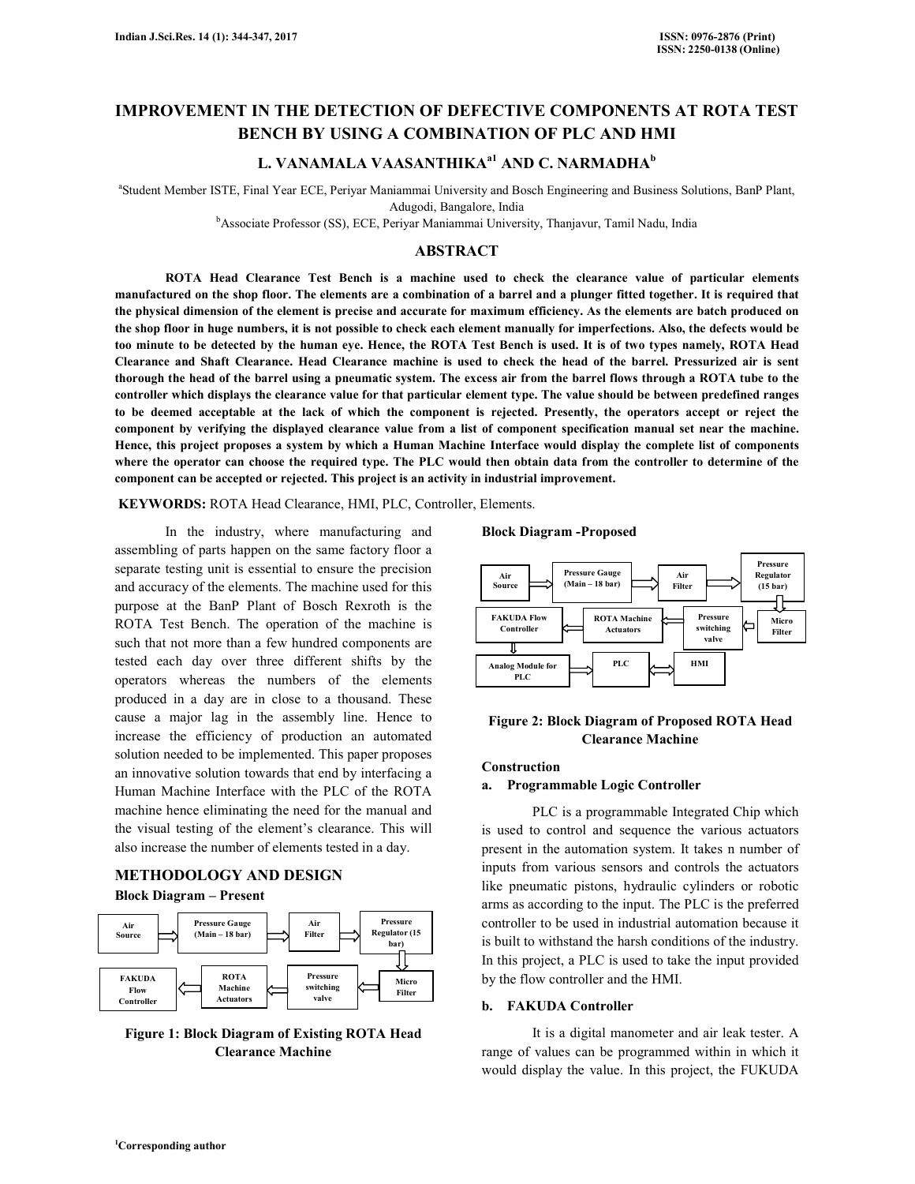# IMPROVEMENT IN THE DETECTION OF DEFECTIVE COMPONENTS AT ROTA TEST BENCH BY USING A COMBINATION OF PLC AND HMI

**L. VANAMALA VAASANTHIKA[a1] AND C. NARMADHA[b]**

[a]Student Member ISTE, Final Year ECE, Periyar Maniammai University and Bosch Engineering and Business Solutions, BanP Plant, Adugodi, Bangalore, India

[b]Associate Professor (SS), ECE, Periyar Maniammai University, Thanjavur, Tamil Nadu, India

## ABSTRACT

**ROTA Head Clearance Test Bench is a machine used to check the clearance value of particular elements manufactured on the shop floor. The elements are a combination of a barrel and a plunger fitted together. It is required that the physical dimension of the element is precise and accurate for maximum efficiency. As the elements are batch produced on the shop floor in huge numbers, it is not possible to check each element manually for imperfections. Also, the defects would be too minute to be detected by the human eye. Hence, the ROTA Test Bench is used. It is of two types namely, ROTA Head Clearance and Shaft Clearance. Head Clearance machine is used to check the head of the barrel. Pressurized air is sent thorough the head of the barrel using a pneumatic system. The excess air from the barrel flows through a ROTA tube to the controller which displays the clearance value for that particular element type. The value should be between predefined ranges to be deemed acceptable at the lack of which the component is rejected. Presently, the operators accept or reject the component by verifying the displayed clearance value from a list of component specification manual set near the machine. Hence, this project proposes a system by which a Human Machine Interface would display the complete list of components where the operator can choose the required type. The PLC would then obtain data from the controller to determine of the component can be accepted or rejected. This project is an activity in industrial improvement.**

**KEYWORDS:** ROTA Head Clearance, HMI, PLC, Controller, Elements.

In the industry, where manufacturing and assembling of parts happen on the same factory floor a separate testing unit is essential to ensure the precision and accuracy of the elements. The machine used for this purpose at the BanP Plant of Bosch Rexroth is the ROTA Test Bench. The operation of the machine is such that not more than a few hundred components are tested each day over three different shifts by the operators whereas the numbers of the elements produced in a day are in close to a thousand. These cause a major lag in the assembly line. Hence to increase the efficiency of production an automated solution needed to be implemented. This paper proposes an innovative solution towards that end by interfacing a Human Machine Interface with the PLC of the ROTA machine hence eliminating the need for the manual and the visual testing of the element's clearance. This will also increase the number of elements tested in a day.

## METHODOLOGY AND DESIGN

**Block Diagram – Present**

Air Source → Pressure Gauge (Main – 18 bar) → Air Filter → Pressure Regulator (15 bar) → Micro Filter → Pressure switching valve → ROTA Machine Actuators → FAKUDA Flow Controller

**Figure 1: Block Diagram of Existing ROTA Head Clearance Machine**

**Block Diagram -Proposed**

Air Source → Pressure Gauge (Main – 18 bar) → Air Filter → Pressure Regulator (15 bar) → Micro Filter → Pressure switching valve → ROTA Machine Actuators → FAKUDA Flow Controller → Analog Module for PLC → PLC ⇔ HMI

**Figure 2: Block Diagram of Proposed ROTA Head Clearance Machine**

### Construction

#### a. Programmable Logic Controller

PLC is a programmable Integrated Chip which is used to control and sequence the various actuators present in the automation system. It takes n number of inputs from various sensors and controls the actuators like pneumatic pistons, hydraulic cylinders or robotic arms as according to the input. The PLC is the preferred controller to be used in industrial automation because it is built to withstand the harsh conditions of the industry. In this project, a PLC is used to take the input provided by the flow controller and the HMI.

#### b. FAKUDA Controller

It is a digital manometer and air leak tester. A range of values can be programmed within in which it would display the value. In this project, the FUKUDA

[1]Corresponding author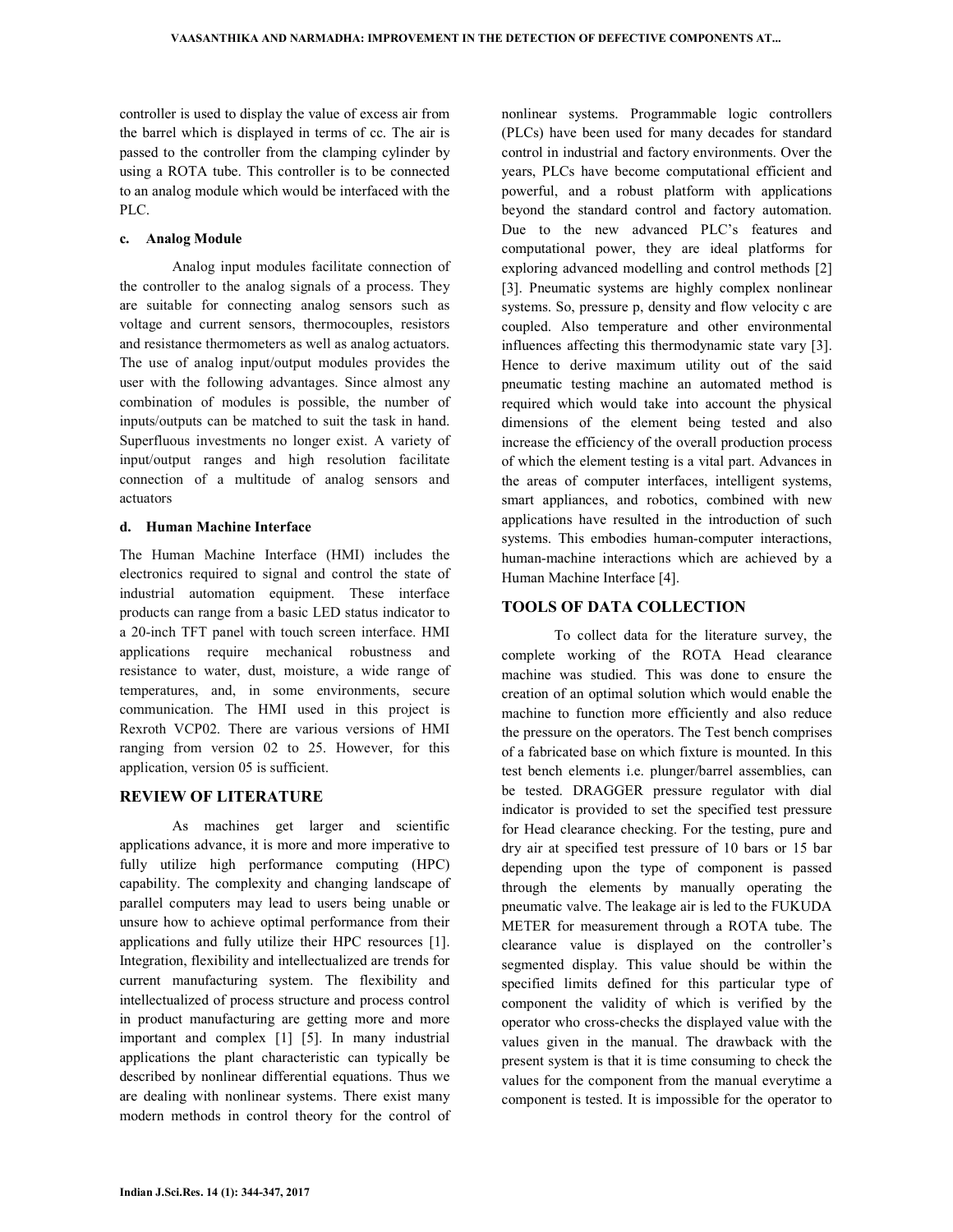controller is used to display the value of excess air from the barrel which is displayed in terms of cc. The air is passed to the controller from the clamping cylinder by using a ROTA tube. This controller is to be connected to an analog module which would be interfaced with the PLC.

### c. Analog Module

Analog input modules facilitate connection of the controller to the analog signals of a process. They are suitable for connecting analog sensors such as voltage and current sensors, thermocouples, resistors and resistance thermometers as well as analog actuators. The use of analog input/output modules provides the user with the following advantages. Since almost any combination of modules is possible, the number of inputs/outputs can be matched to suit the task in hand. Superfluous investments no longer exist. A variety of input/output ranges and high resolution facilitate connection of a multitude of analog sensors and actuators

### d. Human Machine Interface

The Human Machine Interface (HMI) includes the electronics required to signal and control the state of industrial automation equipment. These interface products can range from a basic LED status indicator to a 20-inch TFT panel with touch screen interface. HMI applications require mechanical robustness and resistance to water, dust, moisture, a wide range of temperatures, and, in some environments, secure communication. The HMI used in this project is Rexroth VCP02. There are various versions of HMI ranging from version 02 to 25. However, for this application, version 05 is sufficient.

## REVIEW OF LITERATURE

As machines get larger and scientific applications advance, it is more and more imperative to fully utilize high performance computing (HPC) capability. The complexity and changing landscape of parallel computers may lead to users being unable or unsure how to achieve optimal performance from their applications and fully utilize their HPC resources [1]. Integration, flexibility and intellectualized are trends for current manufacturing system. The flexibility and intellectualized of process structure and process control in product manufacturing are getting more and more important and complex [1] [5]. In many industrial applications the plant characteristic can typically be described by nonlinear differential equations. Thus we are dealing with nonlinear systems. There exist many modern methods in control theory for the control of nonlinear systems. Programmable logic controllers (PLCs) have been used for many decades for standard control in industrial and factory environments. Over the years, PLCs have become computational efficient and powerful, and a robust platform with applications beyond the standard control and factory automation. Due to the new advanced PLC's features and computational power, they are ideal platforms for exploring advanced modelling and control methods [2] [3]. Pneumatic systems are highly complex nonlinear systems. So, pressure p, density and flow velocity c are coupled. Also temperature and other environmental influences affecting this thermodynamic state vary [3]. Hence to derive maximum utility out of the said pneumatic testing machine an automated method is required which would take into account the physical dimensions of the element being tested and also increase the efficiency of the overall production process of which the element testing is a vital part. Advances in the areas of computer interfaces, intelligent systems, smart appliances, and robotics, combined with new applications have resulted in the introduction of such systems. This embodies human-computer interactions, human-machine interactions which are achieved by a Human Machine Interface [4].

## TOOLS OF DATA COLLECTION

To collect data for the literature survey, the complete working of the ROTA Head clearance machine was studied. This was done to ensure the creation of an optimal solution which would enable the machine to function more efficiently and also reduce the pressure on the operators. The Test bench comprises of a fabricated base on which fixture is mounted. In this test bench elements i.e. plunger/barrel assemblies, can be tested. DRAGGER pressure regulator with dial indicator is provided to set the specified test pressure for Head clearance checking. For the testing, pure and dry air at specified test pressure of 10 bars or 15 bar depending upon the type of component is passed through the elements by manually operating the pneumatic valve. The leakage air is led to the FUKUDA METER for measurement through a ROTA tube. The clearance value is displayed on the controller's segmented display. This value should be within the specified limits defined for this particular type of component the validity of which is verified by the operator who cross-checks the displayed value with the values given in the manual. The drawback with the present system is that it is time consuming to check the values for the component from the manual everytime a component is tested. It is impossible for the operator to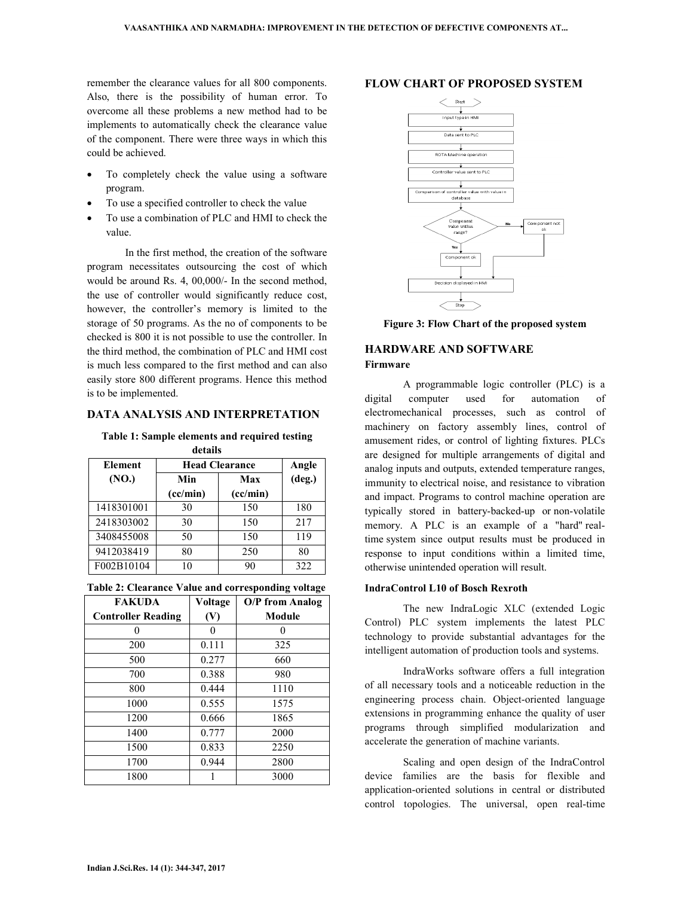remember the clearance values for all 800 components. Also, there is the possibility of human error. To overcome all these problems a new method had to be implements to automatically check the clearance value of the component. There were three ways in which this could be achieved.

- To completely check the value using a software program.
- To use a specified controller to check the value
- To use a combination of PLC and HMI to check the value.

In the first method, the creation of the software program necessitates outsourcing the cost of which would be around Rs. 4, 00,000/- In the second method, the use of controller would significantly reduce cost, however, the controller's memory is limited to the storage of 50 programs. As the no of components to be checked is 800 it is not possible to use the controller. In the third method, the combination of PLC and HMI cost is much less compared to the first method and can also easily store 800 different programs. Hence this method is to be implemented.

## DATA ANALYSIS AND INTERPRETATION

**Table 1: Sample elements and required testing details**

| Element (NO.) | Head Clearance | | Angle (deg.) |
|---|---|---|---|
| | Min (cc/min) | Max (cc/min) | |
| 1418301001 | 30 | 150 | 180 |
| 2418303002 | 30 | 150 | 217 |
| 3408455008 | 50 | 150 | 119 |
| 9412038419 | 80 | 250 | 80 |
| F002B10104 | 10 | 90 | 322 |

**Table 2: Clearance Value and corresponding voltage**

| FAKUDA Controller Reading | Voltage (V) | O/P from Analog Module |
|---|---|---|
| 0 | 0 | 0 |
| 200 | 0.111 | 325 |
| 500 | 0.277 | 660 |
| 700 | 0.388 | 980 |
| 800 | 0.444 | 1110 |
| 1000 | 0.555 | 1575 |
| 1200 | 0.666 | 1865 |
| 1400 | 0.777 | 2000 |
| 1500 | 0.833 | 2250 |
| 1700 | 0.944 | 2800 |
| 1800 | 1 | 3000 |

## FLOW CHART OF PROPOSED SYSTEM

Start → Input type in HMI → Data sent to PLC → ROTA Machine operation → Controller value sent to PLC → Comparison of controller value with value in database → Component value within range? (Yes → Component ok; No → Component not ok) → Decision displayed in HMI → Stop

**Figure 3: Flow Chart of the proposed system**

## HARDWARE AND SOFTWARE

### Firmware

A programmable logic controller (PLC) is a digital computer used for automation of electromechanical processes, such as control of machinery on factory assembly lines, control of amusement rides, or control of lighting fixtures. PLCs are designed for multiple arrangements of digital and analog inputs and outputs, extended temperature ranges, immunity to electrical noise, and resistance to vibration and impact. Programs to control machine operation are typically stored in battery-backed-up or non-volatile memory. A PLC is an example of a "hard" real-time system since output results must be produced in response to input conditions within a limited time, otherwise unintended operation will result.

### IndraControl L10 of Bosch Rexroth

The new IndraLogic XLC (extended Logic Control) PLC system implements the latest PLC technology to provide substantial advantages for the intelligent automation of production tools and systems.

IndraWorks software offers a full integration of all necessary tools and a noticeable reduction in the engineering process chain. Object-oriented language extensions in programming enhance the quality of user programs through simplified modularization and accelerate the generation of machine variants.

Scaling and open design of the IndraControl device families are the basis for flexible and application-oriented solutions in central or distributed control topologies. The universal, open real-time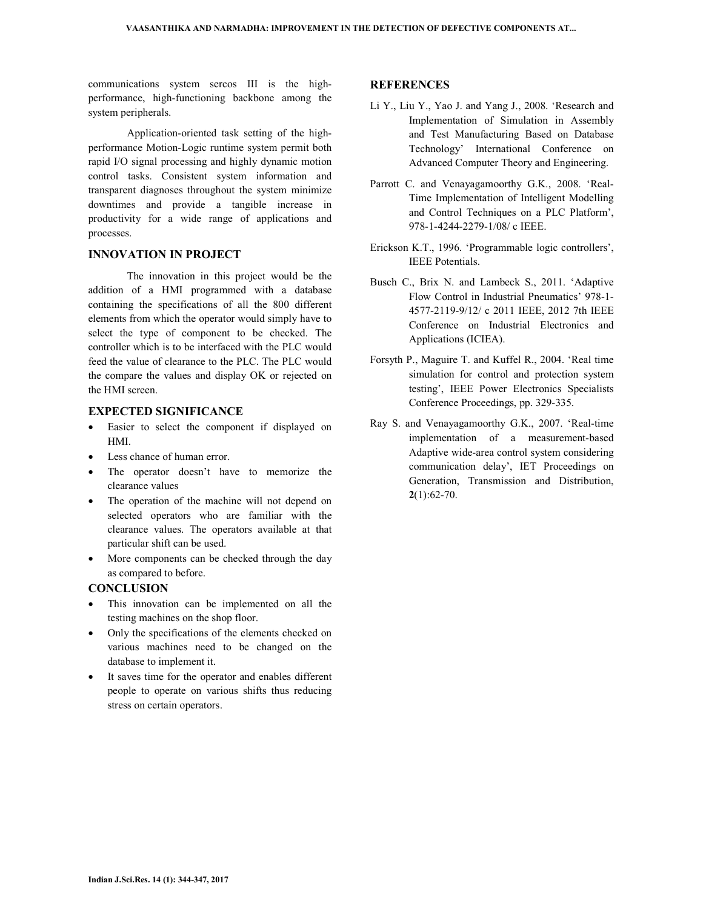communications system sercos III is the high-performance, high-functioning backbone among the system peripherals.

Application-oriented task setting of the high-performance Motion-Logic runtime system permit both rapid I/O signal processing and highly dynamic motion control tasks. Consistent system information and transparent diagnoses throughout the system minimize downtimes and provide a tangible increase in productivity for a wide range of applications and processes.

## INNOVATION IN PROJECT

The innovation in this project would be the addition of a HMI programmed with a database containing the specifications of all the 800 different elements from which the operator would simply have to select the type of component to be checked. The controller which is to be interfaced with the PLC would feed the value of clearance to the PLC. The PLC would the compare the values and display OK or rejected on the HMI screen.

## EXPECTED SIGNIFICANCE

- Easier to select the component if displayed on HMI.
- Less chance of human error.
- The operator doesn't have to memorize the clearance values
- The operation of the machine will not depend on selected operators who are familiar with the clearance values. The operators available at that particular shift can be used.
- More components can be checked through the day as compared to before.

## CONCLUSION

- This innovation can be implemented on all the testing machines on the shop floor.
- Only the specifications of the elements checked on various machines need to be changed on the database to implement it.
- It saves time for the operator and enables different people to operate on various shifts thus reducing stress on certain operators.

## REFERENCES

Li Y., Liu Y., Yao J. and Yang J., 2008. 'Research and Implementation of Simulation in Assembly and Test Manufacturing Based on Database Technology' International Conference on Advanced Computer Theory and Engineering.

Parrott C. and Venayagamoorthy G.K., 2008. 'Real-Time Implementation of Intelligent Modelling and Control Techniques on a PLC Platform', 978-1-4244-2279-1/08/ c IEEE.

Erickson K.T., 1996. 'Programmable logic controllers', IEEE Potentials.

Busch C., Brix N. and Lambeck S., 2011. 'Adaptive Flow Control in Industrial Pneumatics' 978-1-4577-2119-9/12/ c 2011 IEEE, 2012 7th IEEE Conference on Industrial Electronics and Applications (ICIEA).

Forsyth P., Maguire T. and Kuffel R., 2004. 'Real time simulation for control and protection system testing', IEEE Power Electronics Specialists Conference Proceedings, pp. 329-335.

Ray S. and Venayagamoorthy G.K., 2007. 'Real-time implementation of a measurement-based Adaptive wide-area control system considering communication delay', IET Proceedings on Generation, Transmission and Distribution, **2**(1):62-70.